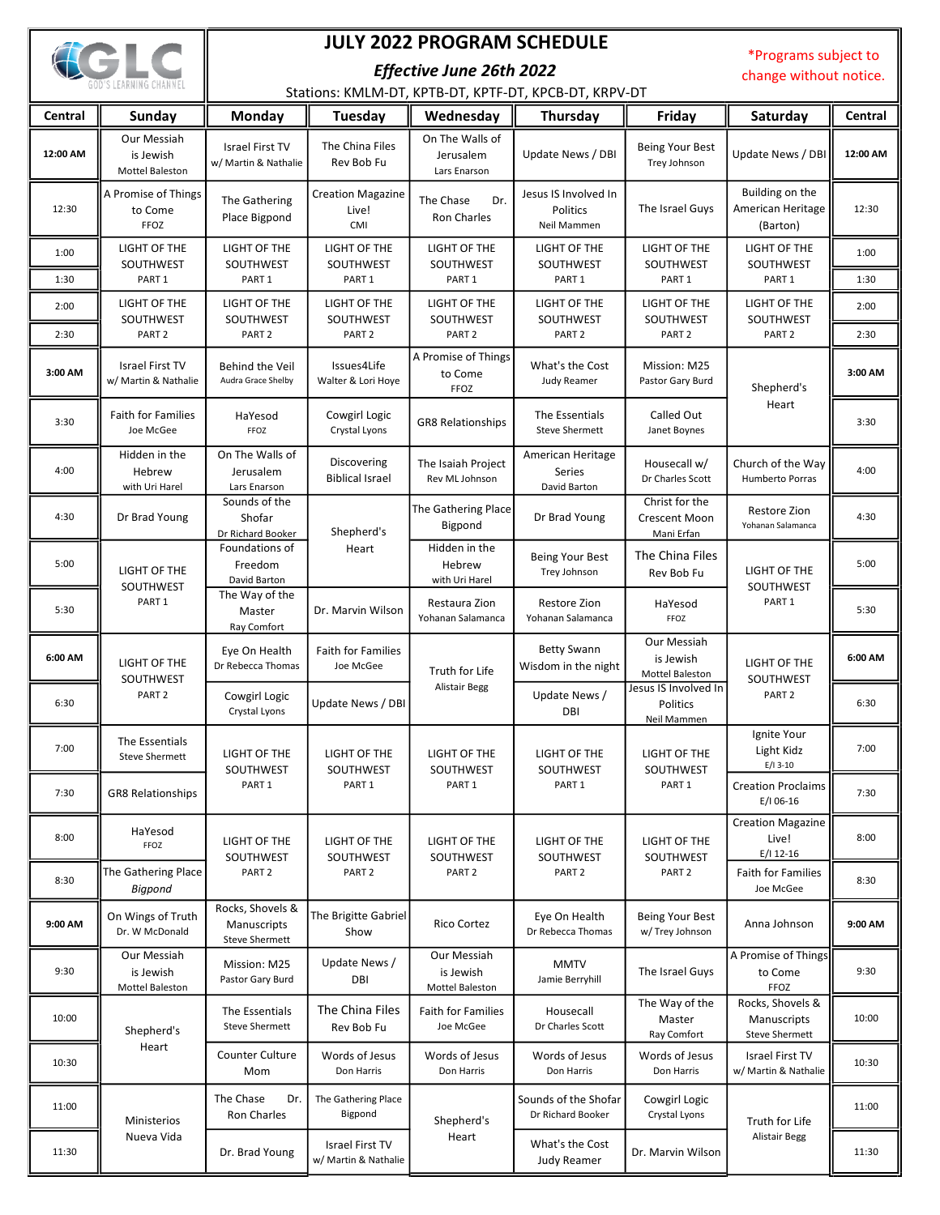# JULY 2022 PROGRAM SCHEDULE

GLC GOD'S LEARNING CHANNEL

***Effective June 26th 2022***

Stations: KMLM-DT, KPTB-DT, KPTF-DT, KPCB-DT, KRPV-DT

*Programs subject to change without notice.

| Central | Sunday | Monday | Tuesday | Wednesday | Thursday | Friday | Saturday | Central |
|---|---|---|---|---|---|---|---|---|
| **12:00 AM** | Our Messiah is Jewish Mottel Baleston | Israel First TV w/ Martin & Nathalie | The China Files Rev Bob Fu | On The Walls of Jerusalem Lars Enarson | Update News / DBI | Being Your Best Trey Johnson | Update News / DBI | **12:00 AM** |
| 12:30 | A Promise of Things to Come FFOZ | The Gathering Place Bigpond | Creation Magazine Live! CMI | The Chase Dr. Ron Charles | Jesus IS Involved In Politics Neil Mammen | The Israel Guys | Building on the American Heritage (Barton) | 12:30 |
| 1:00 | LIGHT OF THE SOUTHWEST PART 1 | LIGHT OF THE SOUTHWEST PART 1 | LIGHT OF THE SOUTHWEST PART 1 | LIGHT OF THE SOUTHWEST PART 1 | LIGHT OF THE SOUTHWEST PART 1 | LIGHT OF THE SOUTHWEST PART 1 | LIGHT OF THE SOUTHWEST PART 1 | 1:00 |
| 1:30 | | | | | | | | 1:30 |
| 2:00 | LIGHT OF THE SOUTHWEST PART 2 | LIGHT OF THE SOUTHWEST PART 2 | LIGHT OF THE SOUTHWEST PART 2 | LIGHT OF THE SOUTHWEST PART 2 | LIGHT OF THE SOUTHWEST PART 2 | LIGHT OF THE SOUTHWEST PART 2 | LIGHT OF THE SOUTHWEST PART 2 | 2:00 |
| 2:30 | | | | | | | | 2:30 |
| **3:00 AM** | Israel First TV w/ Martin & Nathalie | Behind the Veil Audra Grace Shelby | Issues4Life Walter & Lori Hoye | A Promise of Things to Come FFOZ | What's the Cost Judy Reamer | Mission: M25 Pastor Gary Burd | Shepherd's Heart | **3:00 AM** |
| 3:30 | Faith for Families Joe McGee | HaYesod FFOZ | Cowgirl Logic Crystal Lyons | GR8 Relationships | The Essentials Steve Shermett | Called Out Janet Boynes | | 3:30 |
| 4:00 | Hidden in the Hebrew with Uri Harel | On The Walls of Jerusalem Lars Enarson | Discovering Biblical Israel | The Isaiah Project Rev ML Johnson | American Heritage Series David Barton | Housecall w/ Dr Charles Scott | Church of the Way Humberto Porras | 4:00 |
| 4:30 | Dr Brad Young | Sounds of the Shofar Dr Richard Booker | Shepherd's Heart | The Gathering Place Bigpond | Dr Brad Young | Christ for the Crescent Moon Mani Erfan | Restore Zion Yohanan Salamanca | 4:30 |
| 5:00 | LIGHT OF THE SOUTHWEST PART 1 | Foundations of Freedom David Barton | | Hidden in the Hebrew with Uri Harel | Being Your Best Trey Johnson | The China Files Rev Bob Fu | LIGHT OF THE SOUTHWEST PART 1 | 5:00 |
| 5:30 | | The Way of the Master Ray Comfort | Dr. Marvin Wilson | Restaura Zion Yohanan Salamanca | Restore Zion Yohanan Salamanca | HaYesod FFOZ | | 5:30 |
| **6:00 AM** | LIGHT OF THE SOUTHWEST PART 2 | Eye On Health Dr Rebecca Thomas | Faith for Families Joe McGee | Truth for Life Alistair Begg | Betty Swann Wisdom in the night | Our Messiah is Jewish Mottel Baleston | LIGHT OF THE SOUTHWEST PART 2 | **6:00 AM** |
| 6:30 | | Cowgirl Logic Crystal Lyons | Update News / DBI | | Update News / DBI | Jesus IS Involved In Politics Neil Mammen | | 6:30 |
| 7:00 | The Essentials Steve Shermett | LIGHT OF THE SOUTHWEST PART 1 | LIGHT OF THE SOUTHWEST PART 1 | LIGHT OF THE SOUTHWEST PART 1 | LIGHT OF THE SOUTHWEST PART 1 | LIGHT OF THE SOUTHWEST PART 1 | Ignite Your Light Kidz E/I 3-10 | 7:00 |
| 7:30 | GR8 Relationships | | | | | | Creation Proclaims E/I 06-16 | 7:30 |
| 8:00 | HaYesod FFOZ | LIGHT OF THE SOUTHWEST PART 2 | LIGHT OF THE SOUTHWEST PART 2 | LIGHT OF THE SOUTHWEST PART 2 | LIGHT OF THE SOUTHWEST PART 2 | LIGHT OF THE SOUTHWEST PART 2 | Creation Magazine Live! E/I 12-16 | 8:00 |
| 8:30 | The Gathering Place *Bigpond* | | | | | | Faith for Families Joe McGee | 8:30 |
| **9:00 AM** | On Wings of Truth Dr. W McDonald | Rocks, Shovels & Manuscripts Steve Shermett | The Brigitte Gabriel Show | Rico Cortez | Eye On Health Dr Rebecca Thomas | Being Your Best w/ Trey Johnson | Anna Johnson | **9:00 AM** |
| 9:30 | Our Messiah is Jewish Mottel Baleston | Mission: M25 Pastor Gary Burd | Update News / DBI | Our Messiah is Jewish Mottel Baleston | MMTV Jamie Berryhill | The Israel Guys | A Promise of Things to Come FFOZ | 9:30 |
| 10:00 | Shepherd's Heart | The Essentials Steve Shermett | The China Files Rev Bob Fu | Faith for Families Joe McGee | Housecall Dr Charles Scott | The Way of the Master Ray Comfort | Rocks, Shovels & Manuscripts Steve Shermett | 10:00 |
| 10:30 | | Counter Culture Mom | Words of Jesus Don Harris | Words of Jesus Don Harris | Words of Jesus Don Harris | Words of Jesus Don Harris | Israel First TV w/ Martin & Nathalie | 10:30 |
| 11:00 | Ministerios Nueva Vida | The Chase Dr. Ron Charles | The Gathering Place Bigpond | Shepherd's Heart | Sounds of the Shofar Dr Richard Booker | Cowgirl Logic Crystal Lyons | Truth for Life Alistair Begg | 11:00 |
| 11:30 | | Dr. Brad Young | Israel First TV w/ Martin & Nathalie | | What's the Cost Judy Reamer | Dr. Marvin Wilson | | 11:30 |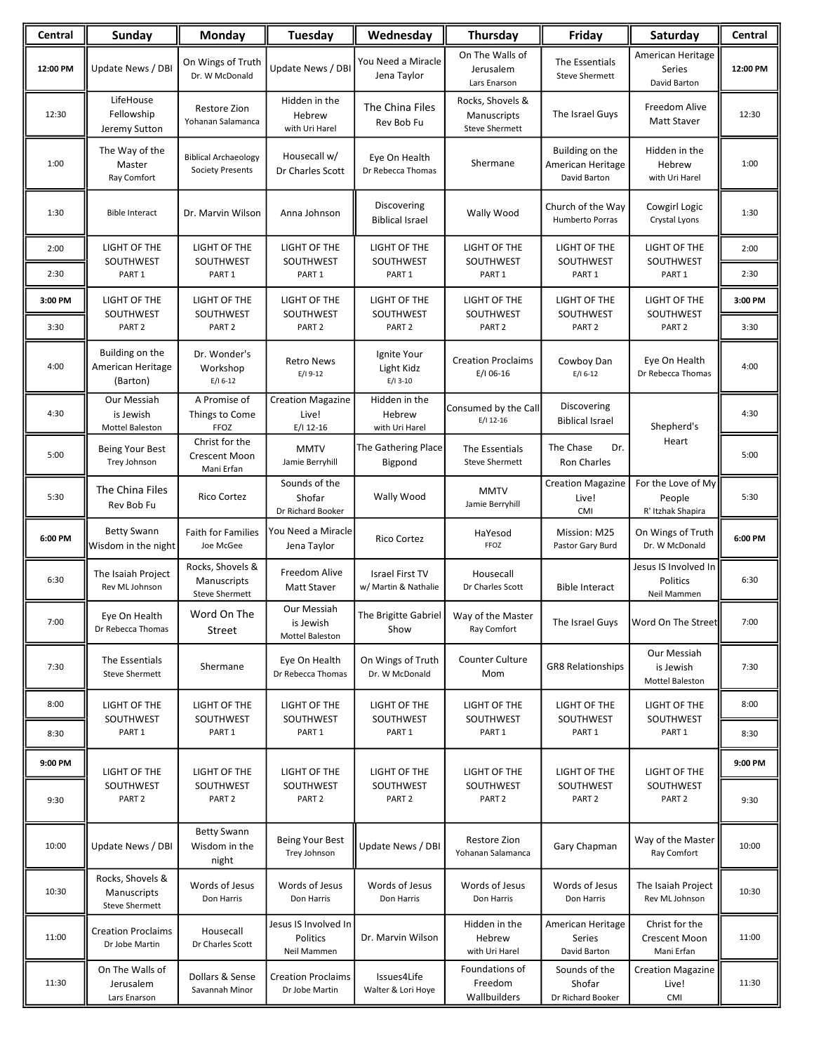| Central | Sunday | Monday | Tuesday | Wednesday | Thursday | Friday | Saturday | Central |
|---|---|---|---|---|---|---|---|---|
| 12:00 PM | Update News / DBI | On Wings of Truth Dr. W McDonald | Update News / DBI | You Need a Miracle Jena Taylor | On The Walls of Jerusalem Lars Enarson | The Essentials Steve Shermett | American Heritage Series David Barton | 12:00 PM |
| 12:30 | LifeHouse Fellowship Jeremy Sutton | Restore Zion Yohanan Salamanca | Hidden in the Hebrew with Uri Harel | The China Files Rev Bob Fu | Rocks, Shovels & Manuscripts Steve Shermett | The Israel Guys | Freedom Alive Matt Staver | 12:30 |
| 1:00 | The Way of the Master Ray Comfort | Biblical Archaeology Society Presents | Housecall w/ Dr Charles Scott | Eye On Health Dr Rebecca Thomas | Shermane | Building on the American Heritage David Barton | Hidden in the Hebrew with Uri Harel | 1:00 |
| 1:30 | Bible Interact | Dr. Marvin Wilson | Anna Johnson | Discovering Biblical Israel | Wally Wood | Church of the Way Humberto Porras | Cowgirl Logic Crystal Lyons | 1:30 |
| 2:00 | LIGHT OF THE SOUTHWEST PART 1 | LIGHT OF THE SOUTHWEST PART 1 | LIGHT OF THE SOUTHWEST PART 1 | LIGHT OF THE SOUTHWEST PART 1 | LIGHT OF THE SOUTHWEST PART 1 | LIGHT OF THE SOUTHWEST PART 1 | LIGHT OF THE SOUTHWEST PART 1 | 2:00 |
| 2:30 | | | | | | | | 2:30 |
| 3:00 PM | LIGHT OF THE SOUTHWEST PART 2 | LIGHT OF THE SOUTHWEST PART 2 | LIGHT OF THE SOUTHWEST PART 2 | LIGHT OF THE SOUTHWEST PART 2 | LIGHT OF THE SOUTHWEST PART 2 | LIGHT OF THE SOUTHWEST PART 2 | LIGHT OF THE SOUTHWEST PART 2 | 3:00 PM |
| 3:30 | | | | | | | | 3:30 |
| 4:00 | Building on the American Heritage (Barton) | Dr. Wonder's Workshop E/I 6-12 | Retro News E/I 9-12 | Ignite Your Light Kidz E/I 3-10 | Creation Proclaims E/I 06-16 | Cowboy Dan E/I 6-12 | Eye On Health Dr Rebecca Thomas | 4:00 |
| 4:30 | Our Messiah is Jewish Mottel Baleston | A Promise of Things to Come FFOZ | Creation Magazine Live! E/I 12-16 | Hidden in the Hebrew with Uri Harel | Consumed by the Call E/I 12-16 | Discovering Biblical Israel | Shepherd's Heart | 4:30 |
| 5:00 | Being Your Best Trey Johnson | Christ for the Crescent Moon Mani Erfan | MMTV Jamie Berryhill | The Gathering Place Bigpond | The Essentials Steve Shermett | The Chase Dr. Ron Charles | | 5:00 |
| 5:30 | The China Files Rev Bob Fu | Rico Cortez | Sounds of the Shofar Dr Richard Booker | Wally Wood | MMTV Jamie Berryhill | Creation Magazine Live! CMI | For the Love of My People R' Itzhak Shapira | 5:30 |
| 6:00 PM | Betty Swann Wisdom in the night | Faith for Families Joe McGee | You Need a Miracle Jena Taylor | Rico Cortez | HaYesod FFOZ | Mission: M25 Pastor Gary Burd | On Wings of Truth Dr. W McDonald | 6:00 PM |
| 6:30 | The Isaiah Project Rev ML Johnson | Rocks, Shovels & Manuscripts Steve Shermett | Freedom Alive Matt Staver | Israel First TV w/ Martin & Nathalie | Housecall Dr Charles Scott | Bible Interact | Jesus IS Involved In Politics Neil Mammen | 6:30 |
| 7:00 | Eye On Health Dr Rebecca Thomas | Word On The Street | Our Messiah is Jewish Mottel Baleston | The Brigitte Gabriel Show | Way of the Master Ray Comfort | The Israel Guys | Word On The Street | 7:00 |
| 7:30 | The Essentials Steve Shermett | Shermane | Eye On Health Dr Rebecca Thomas | On Wings of Truth Dr. W McDonald | Counter Culture Mom | GR8 Relationships | Our Messiah is Jewish Mottel Baleston | 7:30 |
| 8:00 | LIGHT OF THE SOUTHWEST PART 1 | LIGHT OF THE SOUTHWEST PART 1 | LIGHT OF THE SOUTHWEST PART 1 | LIGHT OF THE SOUTHWEST PART 1 | LIGHT OF THE SOUTHWEST PART 1 | LIGHT OF THE SOUTHWEST PART 1 | LIGHT OF THE SOUTHWEST PART 1 | 8:00 |
| 8:30 | | | | | | | | 8:30 |
| 9:00 PM | LIGHT OF THE SOUTHWEST PART 2 | LIGHT OF THE SOUTHWEST PART 2 | LIGHT OF THE SOUTHWEST PART 2 | LIGHT OF THE SOUTHWEST PART 2 | LIGHT OF THE SOUTHWEST PART 2 | LIGHT OF THE SOUTHWEST PART 2 | LIGHT OF THE SOUTHWEST PART 2 | 9:00 PM |
| 9:30 | | | | | | | | 9:30 |
| 10:00 | Update News / DBI | Betty Swann Wisdom in the night | Being Your Best Trey Johnson | Update News / DBI | Restore Zion Yohanan Salamanca | Gary Chapman | Way of the Master Ray Comfort | 10:00 |
| 10:30 | Rocks, Shovels & Manuscripts Steve Shermett | Words of Jesus Don Harris | Words of Jesus Don Harris | Words of Jesus Don Harris | Words of Jesus Don Harris | Words of Jesus Don Harris | The Isaiah Project Rev ML Johnson | 10:30 |
| 11:00 | Creation Proclaims Dr Jobe Martin | Housecall Dr Charles Scott | Jesus IS Involved In Politics Neil Mammen | Dr. Marvin Wilson | Hidden in the Hebrew with Uri Harel | American Heritage Series David Barton | Christ for the Crescent Moon Mani Erfan | 11:00 |
| 11:30 | On The Walls of Jerusalem Lars Enarson | Dollars & Sense Savannah Minor | Creation Proclaims Dr Jobe Martin | Issues4Life Walter & Lori Hoye | Foundations of Freedom Wallbuilders | Sounds of the Shofar Dr Richard Booker | Creation Magazine Live! CMI | 11:30 |